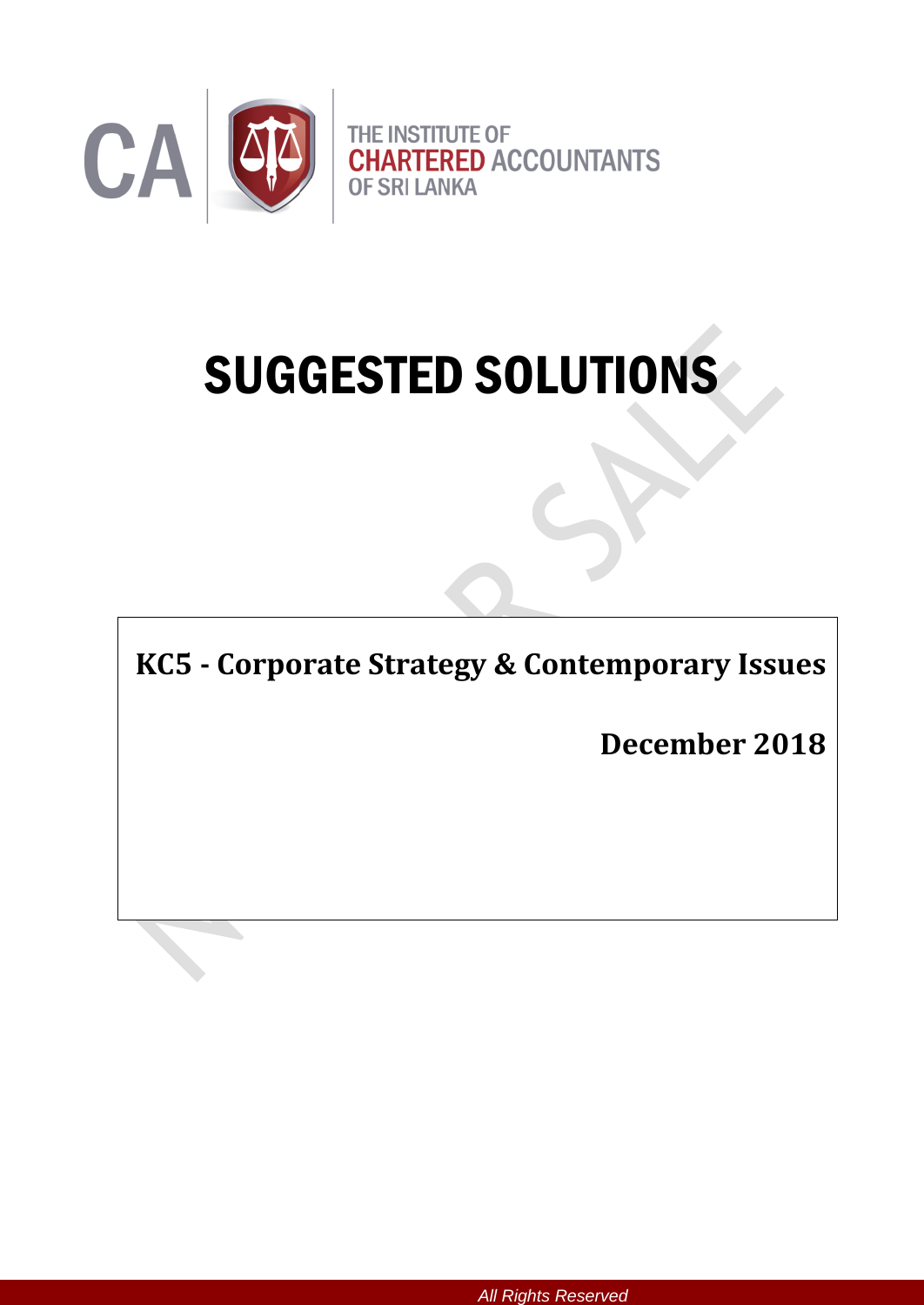THE INSTITUTE OF
CHARTERED ACCOUNTANTS
OF SRI LANKA

# SUGGESTED SOLUTIONS

**KC5 - Corporate Strategy & Contemporary Issues**

**December 2018**

*All Rights Reserved*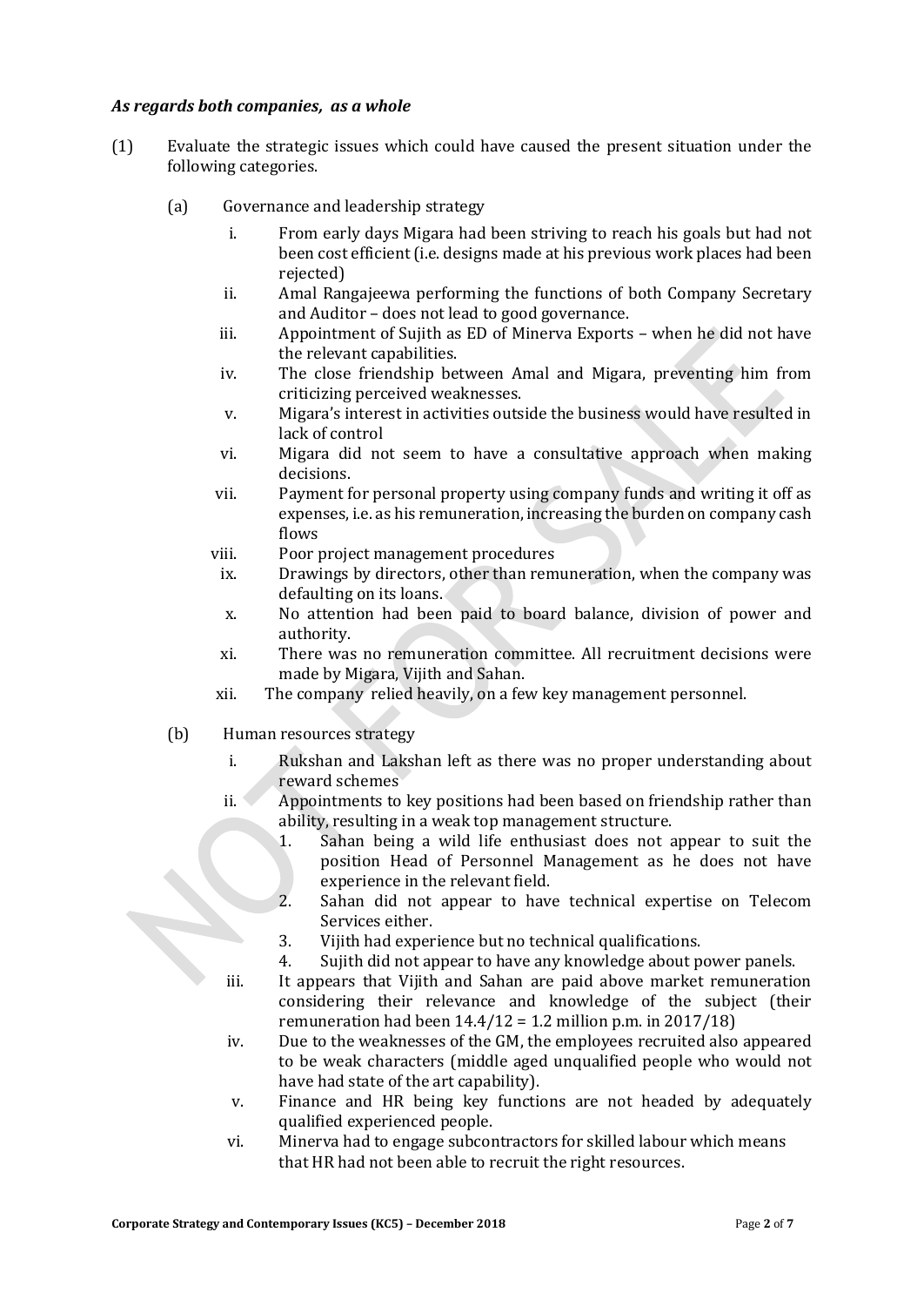***As regards both companies, as a whole***

(1) Evaluate the strategic issues which could have caused the present situation under the following categories.

(a) Governance and leadership strategy

i. From early days Migara had been striving to reach his goals but had not been cost efficient (i.e. designs made at his previous work places had been rejected)

ii. Amal Rangajeewa performing the functions of both Company Secretary and Auditor – does not lead to good governance.

iii. Appointment of Sujith as ED of Minerva Exports – when he did not have the relevant capabilities.

iv. The close friendship between Amal and Migara, preventing him from criticizing perceived weaknesses.

v. Migara's interest in activities outside the business would have resulted in lack of control

vi. Migara did not seem to have a consultative approach when making decisions.

vii. Payment for personal property using company funds and writing it off as expenses, i.e. as his remuneration, increasing the burden on company cash flows

viii. Poor project management procedures

ix. Drawings by directors, other than remuneration, when the company was defaulting on its loans.

x. No attention had been paid to board balance, division of power and authority.

xi. There was no remuneration committee. All recruitment decisions were made by Migara, Vijith and Sahan.

xii. The company relied heavily, on a few key management personnel.

(b) Human resources strategy

i. Rukshan and Lakshan left as there was no proper understanding about reward schemes

ii. Appointments to key positions had been based on friendship rather than ability, resulting in a weak top management structure.

1. Sahan being a wild life enthusiast does not appear to suit the position Head of Personnel Management as he does not have experience in the relevant field.
2. Sahan did not appear to have technical expertise on Telecom Services either.
3. Vijith had experience but no technical qualifications.
4. Sujith did not appear to have any knowledge about power panels.

iii. It appears that Vijith and Sahan are paid above market remuneration considering their relevance and knowledge of the subject (their remuneration had been 14.4/12 = 1.2 million p.m. in 2017/18)

iv. Due to the weaknesses of the GM, the employees recruited also appeared to be weak characters (middle aged unqualified people who would not have had state of the art capability).

v. Finance and HR being key functions are not headed by adequately qualified experienced people.

vi. Minerva had to engage subcontractors for skilled labour which means that HR had not been able to recruit the right resources.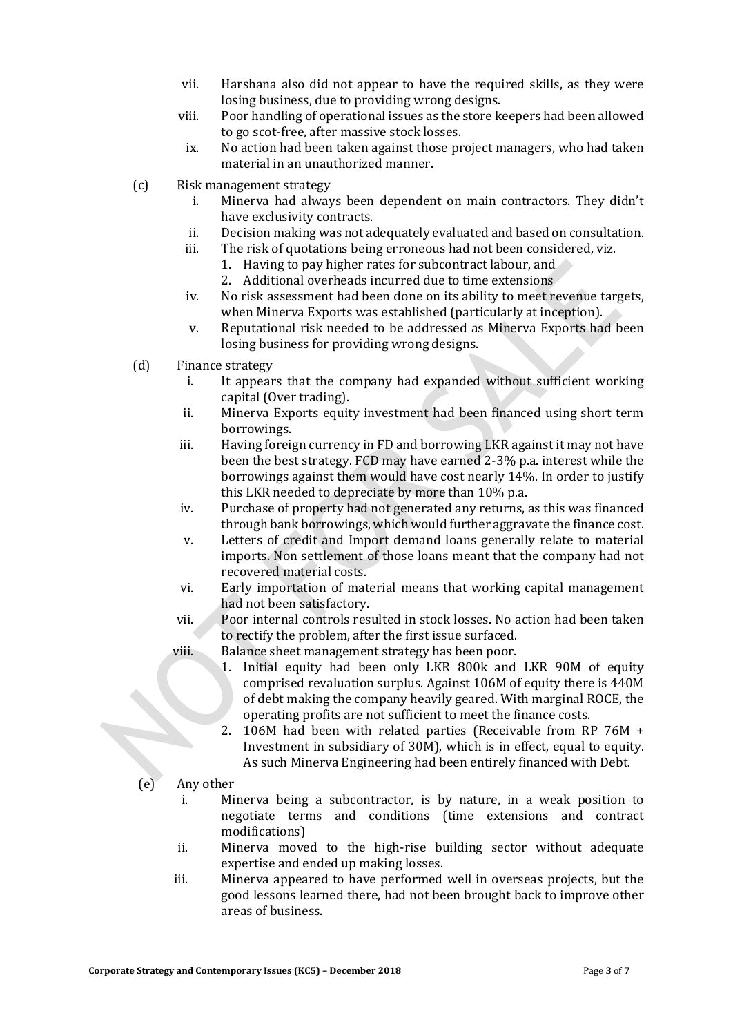vii. Harshana also did not appear to have the required skills, as they were losing business, due to providing wrong designs.

viii. Poor handling of operational issues as the store keepers had been allowed to go scot-free, after massive stock losses.

ix. No action had been taken against those project managers, who had taken material in an unauthorized manner.

(c) Risk management strategy

i. Minerva had always been dependent on main contractors. They didn't have exclusivity contracts.

ii. Decision making was not adequately evaluated and based on consultation.

iii. The risk of quotations being erroneous had not been considered, viz.
   1. Having to pay higher rates for subcontract labour, and
   2. Additional overheads incurred due to time extensions

iv. No risk assessment had been done on its ability to meet revenue targets, when Minerva Exports was established (particularly at inception).

v. Reputational risk needed to be addressed as Minerva Exports had been losing business for providing wrong designs.

(d) Finance strategy

i. It appears that the company had expanded without sufficient working capital (Over trading).

ii. Minerva Exports equity investment had been financed using short term borrowings.

iii. Having foreign currency in FD and borrowing LKR against it may not have been the best strategy. FCD may have earned 2-3% p.a. interest while the borrowings against them would have cost nearly 14%. In order to justify this LKR needed to depreciate by more than 10% p.a.

iv. Purchase of property had not generated any returns, as this was financed through bank borrowings, which would further aggravate the finance cost.

v. Letters of credit and Import demand loans generally relate to material imports. Non settlement of those loans meant that the company had not recovered material costs.

vi. Early importation of material means that working capital management had not been satisfactory.

vii. Poor internal controls resulted in stock losses. No action had been taken to rectify the problem, after the first issue surfaced.

viii. Balance sheet management strategy has been poor.
   1. Initial equity had been only LKR 800k and LKR 90M of equity comprised revaluation surplus. Against 106M of equity there is 440M of debt making the company heavily geared. With marginal ROCE, the operating profits are not sufficient to meet the finance costs.
   2. 106M had been with related parties (Receivable from RP 76M + Investment in subsidiary of 30M), which is in effect, equal to equity. As such Minerva Engineering had been entirely financed with Debt.

(e) Any other

i. Minerva being a subcontractor, is by nature, in a weak position to negotiate terms and conditions (time extensions and contract modifications)

ii. Minerva moved to the high-rise building sector without adequate expertise and ended up making losses.

iii. Minerva appeared to have performed well in overseas projects, but the good lessons learned there, had not been brought back to improve other areas of business.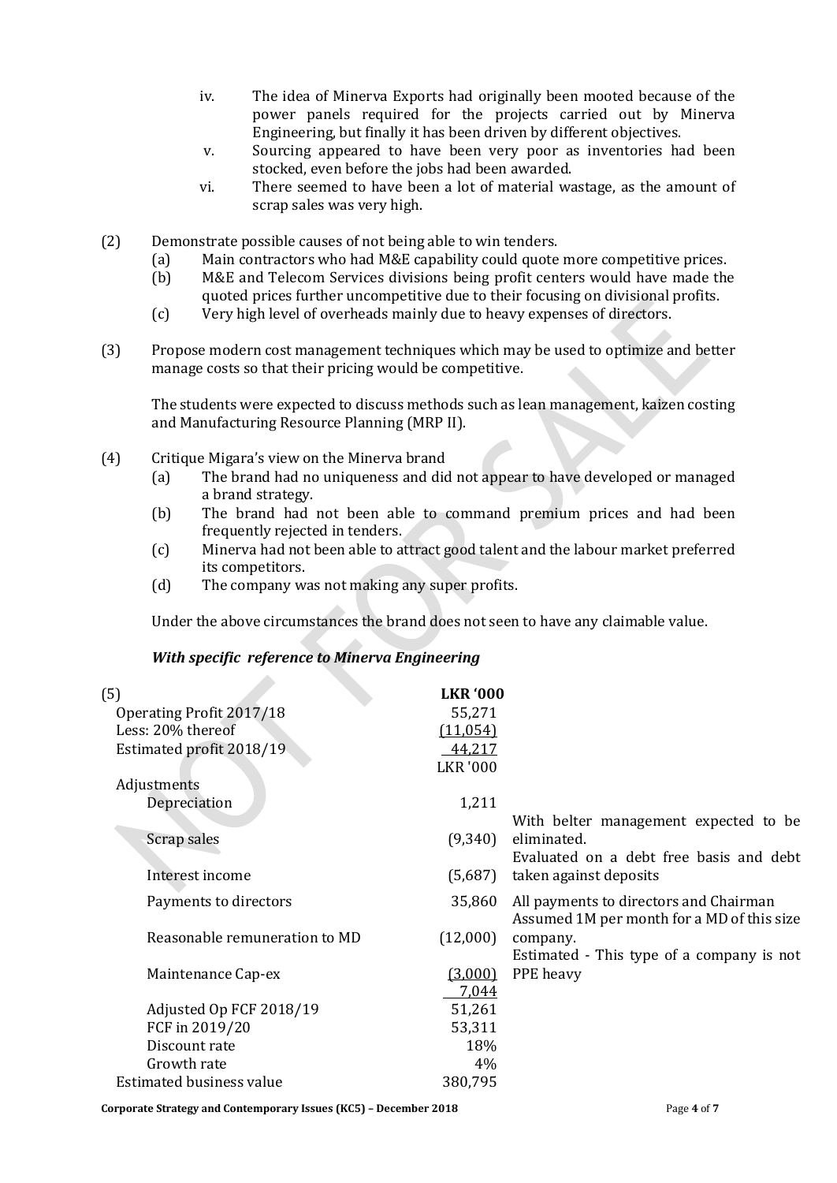iv. The idea of Minerva Exports had originally been mooted because of the power panels required for the projects carried out by Minerva Engineering, but finally it has been driven by different objectives.

v. Sourcing appeared to have been very poor as inventories had been stocked, even before the jobs had been awarded.

vi. There seemed to have been a lot of material wastage, as the amount of scrap sales was very high.

(2) Demonstrate possible causes of not being able to win tenders.

(a) Main contractors who had M&E capability could quote more competitive prices.

(b) M&E and Telecom Services divisions being profit centers would have made the quoted prices further uncompetitive due to their focusing on divisional profits.

(c) Very high level of overheads mainly due to heavy expenses of directors.

(3) Propose modern cost management techniques which may be used to optimize and better manage costs so that their pricing would be competitive.

The students were expected to discuss methods such as lean management, kaizen costing and Manufacturing Resource Planning (MRP II).

(4) Critique Migara's view on the Minerva brand

(a) The brand had no uniqueness and did not appear to have developed or managed a brand strategy.

(b) The brand had not been able to command premium prices and had been frequently rejected in tenders.

(c) Minerva had not been able to attract good talent and the labour market preferred its competitors.

(d) The company was not making any super profits.

Under the above circumstances the brand does not seen to have any claimable value.

***With specific reference to Minerva Engineering***

| (5) | **LKR '000** | |
|---|---|---|
| Operating Profit 2017/18 | 55,271 | |
| Less: 20% thereof | (11,054) | |
| Estimated profit 2018/19 | 44,217 | |
| | LKR '000 | |
| Adjustments | | |
| Depreciation | 1,211 | |
| Scrap sales | (9,340) | With belter management expected to be eliminated. |
| Interest income | (5,687) | Evaluated on a debt free basis and debt taken against deposits |
| Payments to directors | 35,860 | All payments to directors and Chairman |
| Reasonable remuneration to MD | (12,000) | Assumed 1M per month for a MD of this size company. |
| Maintenance Cap-ex | (3,000) | Estimated - This type of a company is not PPE heavy |
| | 7,044 | |
| Adjusted Op FCF 2018/19 | 51,261 | |
| FCF in 2019/20 | 53,311 | |
| Discount rate | 18% | |
| Growth rate | 4% | |
| Estimated business value | 380,795 | |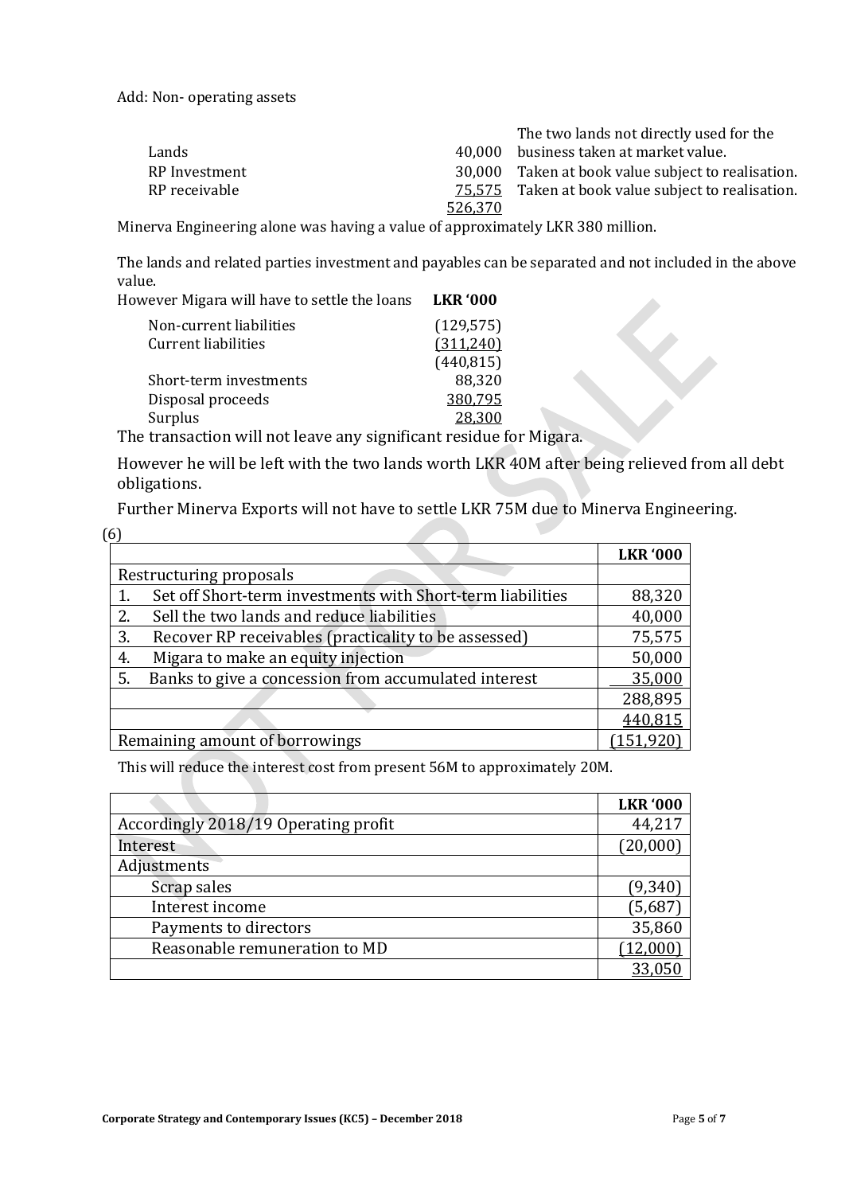Add: Non- operating assets

| | | |
|---|---|---|
| Lands | 40,000 | The two lands not directly used for the business taken at market value. |
| RP Investment | 30,000 | Taken at book value subject to realisation. |
| RP receivable | 75,575 | Taken at book value subject to realisation. |
| | 526,370 | |

Minerva Engineering alone was having a value of approximately LKR 380 million.

The lands and related parties investment and payables can be separated and not included in the above value.

| However Migara will have to settle the loans | LKR '000 |
|---|---|
| Non-current liabilities | (129,575) |
| Current liabilities | (311,240) |
| | (440,815) |
| Short-term investments | 88,320 |
| Disposal proceeds | 380,795 |
| Surplus | 28,300 |

The transaction will not leave any significant residue for Migara.

However he will be left with the two lands worth LKR 40M after being relieved from all debt obligations.

Further Minerva Exports will not have to settle LKR 75M due to Minerva Engineering.

(6)

| | LKR '000 |
|---|---|
| Restructuring proposals | |
| 1. Set off Short-term investments with Short-term liabilities | 88,320 |
| 2. Sell the two lands and reduce liabilities | 40,000 |
| 3. Recover RP receivables (practicality to be assessed) | 75,575 |
| 4. Migara to make an equity injection | 50,000 |
| 5. Banks to give a concession from accumulated interest | 35,000 |
| | 288,895 |
| | 440,815 |
| Remaining amount of borrowings | (151,920) |

This will reduce the interest cost from present 56M to approximately 20M.

| | LKR '000 |
|---|---|
| Accordingly 2018/19 Operating profit | 44,217 |
| Interest | (20,000) |
| Adjustments | |
| Scrap sales | (9,340) |
| Interest income | (5,687) |
| Payments to directors | 35,860 |
| Reasonable remuneration to MD | (12,000) |
| | 33,050 |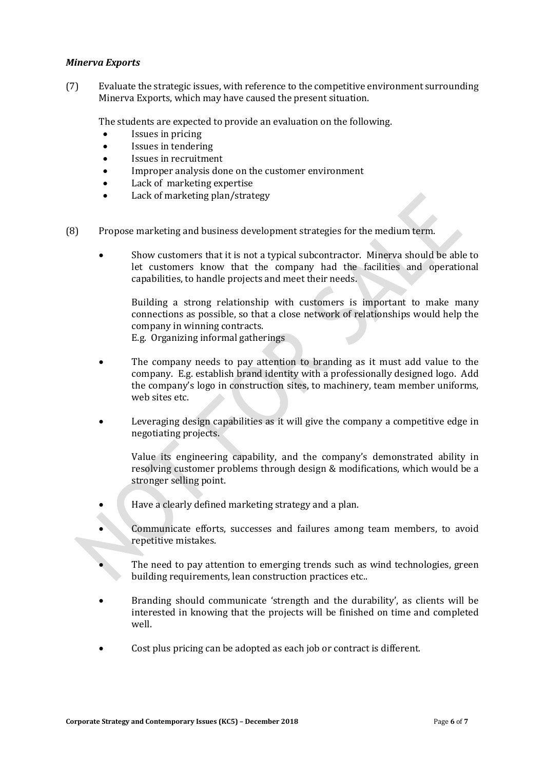***Minerva Exports***

(7) Evaluate the strategic issues, with reference to the competitive environment surrounding Minerva Exports, which may have caused the present situation.

The students are expected to provide an evaluation on the following.

- Issues in pricing
- Issues in tendering
- Issues in recruitment
- Improper analysis done on the customer environment
- Lack of marketing expertise
- Lack of marketing plan/strategy

(8) Propose marketing and business development strategies for the medium term.

- Show customers that it is not a typical subcontractor. Minerva should be able to let customers know that the company had the facilities and operational capabilities, to handle projects and meet their needs.

  Building a strong relationship with customers is important to make many connections as possible, so that a close network of relationships would help the company in winning contracts.
  E.g. Organizing informal gatherings

- The company needs to pay attention to branding as it must add value to the company. E.g. establish brand identity with a professionally designed logo. Add the company's logo in construction sites, to machinery, team member uniforms, web sites etc.

- Leveraging design capabilities as it will give the company a competitive edge in negotiating projects.

  Value its engineering capability, and the company's demonstrated ability in resolving customer problems through design & modifications, which would be a stronger selling point.

- Have a clearly defined marketing strategy and a plan.

- Communicate efforts, successes and failures among team members, to avoid repetitive mistakes.

- The need to pay attention to emerging trends such as wind technologies, green building requirements, lean construction practices etc..

- Branding should communicate 'strength and the durability', as clients will be interested in knowing that the projects will be finished on time and completed well.

- Cost plus pricing can be adopted as each job or contract is different.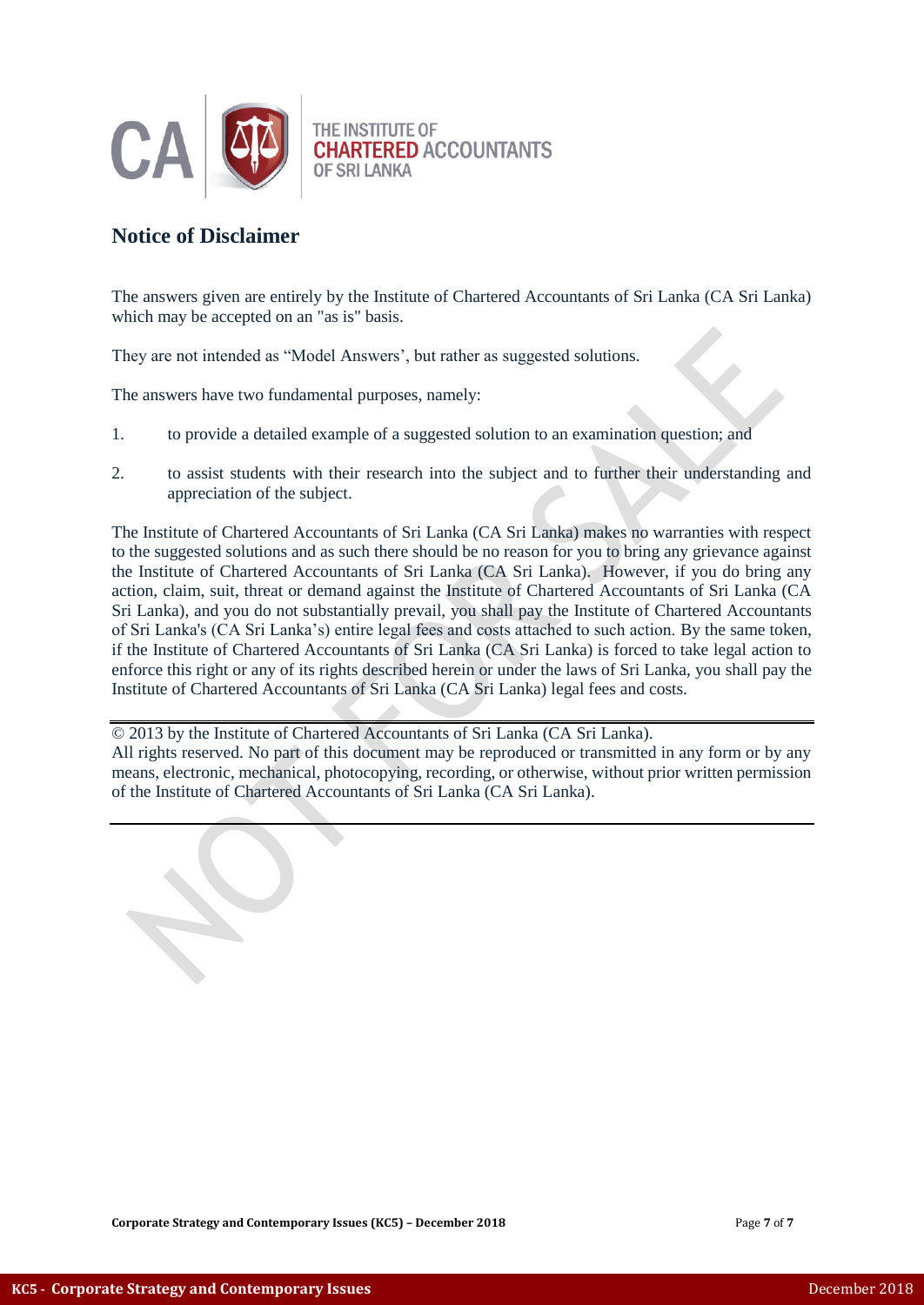## Notice of Disclaimer

The answers given are entirely by the Institute of Chartered Accountants of Sri Lanka (CA Sri Lanka) which may be accepted on an "as is" basis.

They are not intended as "Model Answers', but rather as suggested solutions.

The answers have two fundamental purposes, namely:

1. to provide a detailed example of a suggested solution to an examination question; and

2. to assist students with their research into the subject and to further their understanding and appreciation of the subject.

The Institute of Chartered Accountants of Sri Lanka (CA Sri Lanka) makes no warranties with respect to the suggested solutions and as such there should be no reason for you to bring any grievance against the Institute of Chartered Accountants of Sri Lanka (CA Sri Lanka). However, if you do bring any action, claim, suit, threat or demand against the Institute of Chartered Accountants of Sri Lanka (CA Sri Lanka), and you do not substantially prevail, you shall pay the Institute of Chartered Accountants of Sri Lanka's (CA Sri Lanka's) entire legal fees and costs attached to such action. By the same token, if the Institute of Chartered Accountants of Sri Lanka (CA Sri Lanka) is forced to take legal action to enforce this right or any of its rights described herein or under the laws of Sri Lanka, you shall pay the Institute of Chartered Accountants of Sri Lanka (CA Sri Lanka) legal fees and costs.

---

© 2013 by the Institute of Chartered Accountants of Sri Lanka (CA Sri Lanka).
All rights reserved. No part of this document may be reproduced or transmitted in any form or by any means, electronic, mechanical, photocopying, recording, or otherwise, without prior written permission of the Institute of Chartered Accountants of Sri Lanka (CA Sri Lanka).

---